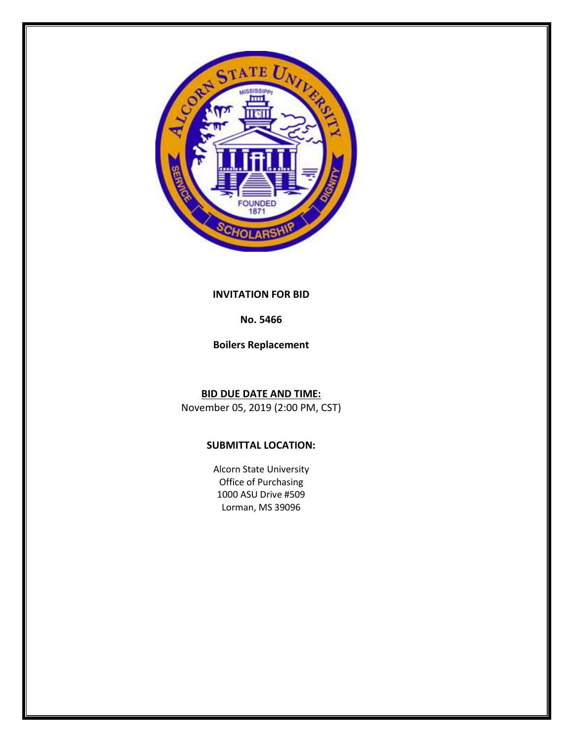**INVITATION FOR BID**

**No. 5466**

**Boilers Replacement**

**BID DUE DATE AND TIME:**

November 05, 2019 (2:00 PM, CST)

**SUBMITTAL LOCATION:**

Alcorn State University
Office of Purchasing
1000 ASU Drive #509
Lorman, MS 39096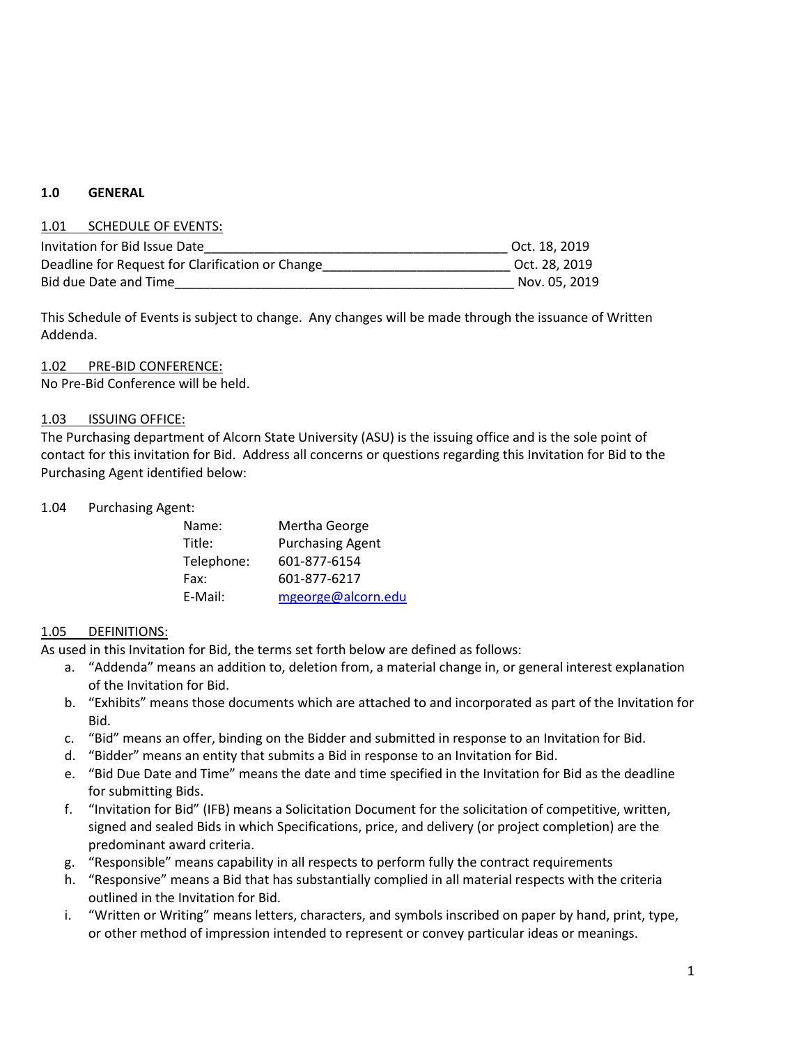## 1.0 GENERAL

1.01 SCHEDULE OF EVENTS:

| | |
|---|---|
| Invitation for Bid Issue Date | Oct. 18, 2019 |
| Deadline for Request for Clarification or Change | Oct. 28, 2019 |
| Bid due Date and Time | Nov. 05, 2019 |

This Schedule of Events is subject to change. Any changes will be made through the issuance of Written Addenda.

1.02 PRE-BID CONFERENCE:
No Pre-Bid Conference will be held.

1.03 ISSUING OFFICE:
The Purchasing department of Alcorn State University (ASU) is the issuing office and is the sole point of contact for this invitation for Bid. Address all concerns or questions regarding this Invitation for Bid to the Purchasing Agent identified below:

1.04 Purchasing Agent:

| | |
|---|---|
| Name: | Mertha George |
| Title: | Purchasing Agent |
| Telephone: | 601-877-6154 |
| Fax: | 601-877-6217 |
| E-Mail: | mgeorge@alcorn.edu |

1.05 DEFINITIONS:
As used in this Invitation for Bid, the terms set forth below are defined as follows:

a. "Addenda" means an addition to, deletion from, a material change in, or general interest explanation of the Invitation for Bid.
b. "Exhibits" means those documents which are attached to and incorporated as part of the Invitation for Bid.
c. "Bid" means an offer, binding on the Bidder and submitted in response to an Invitation for Bid.
d. "Bidder" means an entity that submits a Bid in response to an Invitation for Bid.
e. "Bid Due Date and Time" means the date and time specified in the Invitation for Bid as the deadline for submitting Bids.
f. "Invitation for Bid" (IFB) means a Solicitation Document for the solicitation of competitive, written, signed and sealed Bids in which Specifications, price, and delivery (or project completion) are the predominant award criteria.
g. "Responsible" means capability in all respects to perform fully the contract requirements
h. "Responsive" means a Bid that has substantially complied in all material respects with the criteria outlined in the Invitation for Bid.
i. "Written or Writing" means letters, characters, and symbols inscribed on paper by hand, print, type, or other method of impression intended to represent or convey particular ideas or meanings.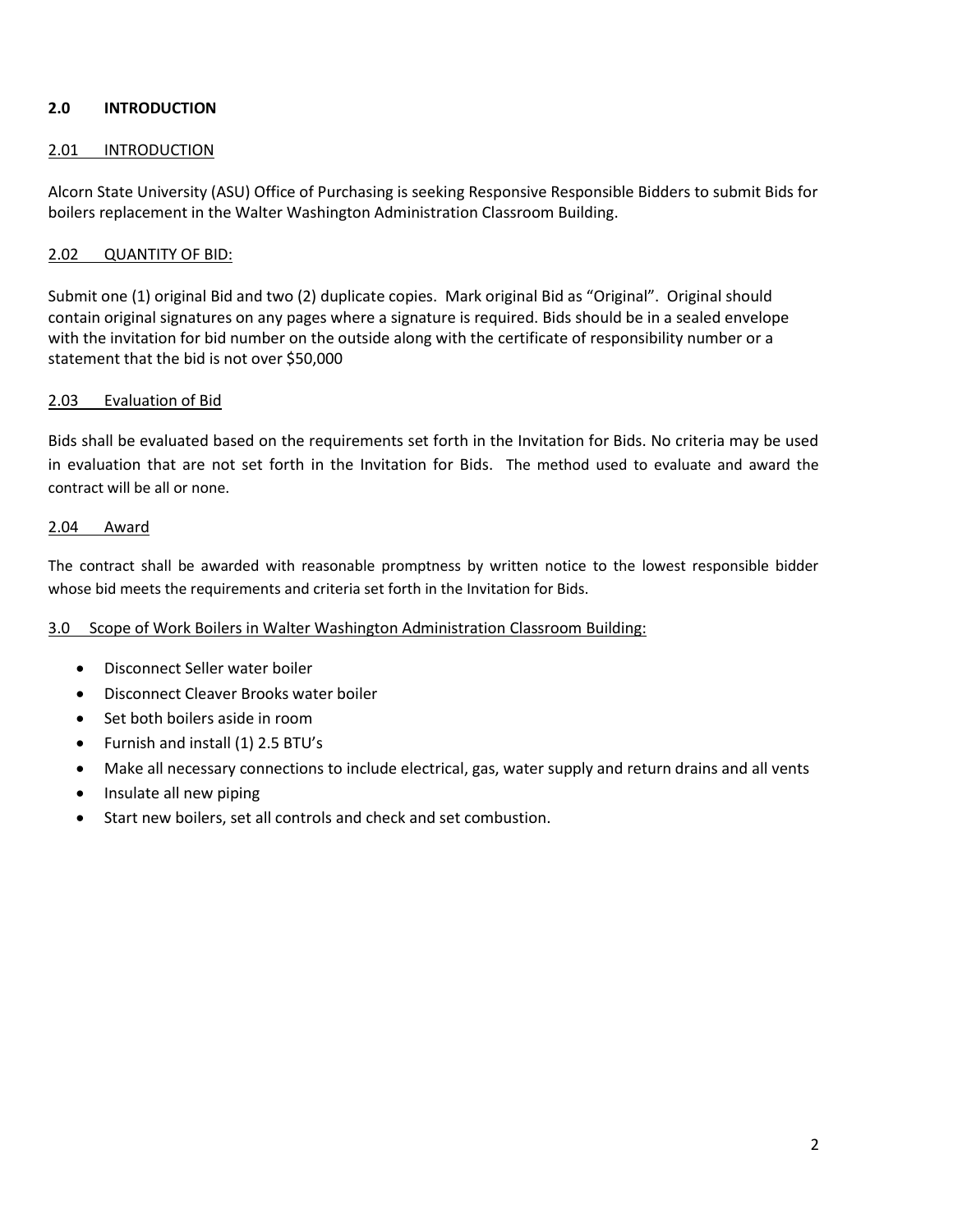## 2.0 INTRODUCTION

### 2.01 INTRODUCTION

Alcorn State University (ASU) Office of Purchasing is seeking Responsive Responsible Bidders to submit Bids for boilers replacement in the Walter Washington Administration Classroom Building.

### 2.02 QUANTITY OF BID:

Submit one (1) original Bid and two (2) duplicate copies. Mark original Bid as “Original”. Original should contain original signatures on any pages where a signature is required. Bids should be in a sealed envelope with the invitation for bid number on the outside along with the certificate of responsibility number or a statement that the bid is not over $50,000

### 2.03 Evaluation of Bid

Bids shall be evaluated based on the requirements set forth in the Invitation for Bids. No criteria may be used in evaluation that are not set forth in the Invitation for Bids. The method used to evaluate and award the contract will be all or none.

### 2.04 Award

The contract shall be awarded with reasonable promptness by written notice to the lowest responsible bidder whose bid meets the requirements and criteria set forth in the Invitation for Bids.

## 3.0 Scope of Work Boilers in Walter Washington Administration Classroom Building:

- Disconnect Seller water boiler
- Disconnect Cleaver Brooks water boiler
- Set both boilers aside in room
- Furnish and install (1) 2.5 BTU’s
- Make all necessary connections to include electrical, gas, water supply and return drains and all vents
- Insulate all new piping
- Start new boilers, set all controls and check and set combustion.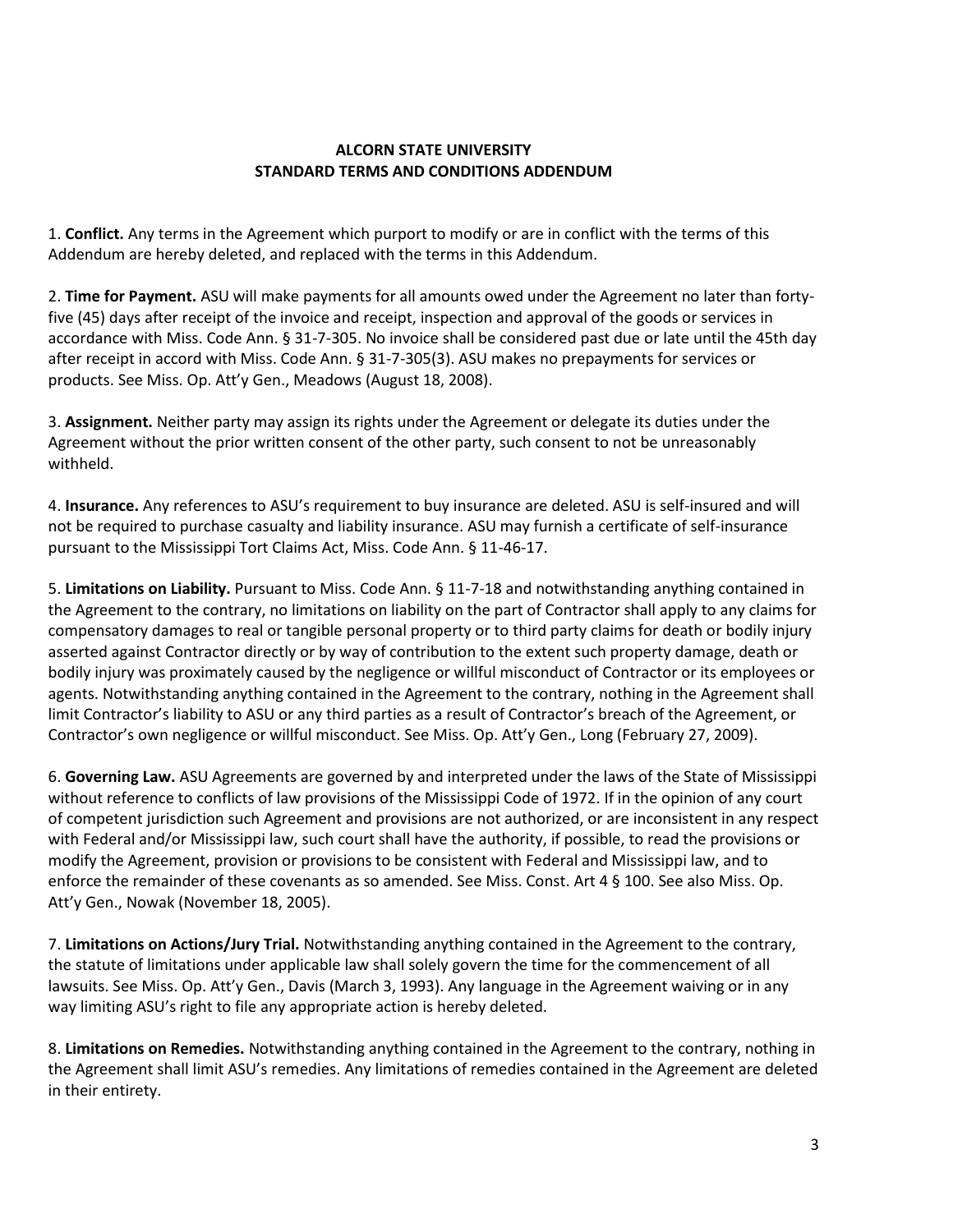## ALCORN STATE UNIVERSITY
## STANDARD TERMS AND CONDITIONS ADDENDUM

1. **Conflict.** Any terms in the Agreement which purport to modify or are in conflict with the terms of this Addendum are hereby deleted, and replaced with the terms in this Addendum.

2. **Time for Payment.** ASU will make payments for all amounts owed under the Agreement no later than forty-five (45) days after receipt of the invoice and receipt, inspection and approval of the goods or services in accordance with Miss. Code Ann. § 31-7-305. No invoice shall be considered past due or late until the 45th day after receipt in accord with Miss. Code Ann. § 31-7-305(3). ASU makes no prepayments for services or products. See Miss. Op. Att'y Gen., Meadows (August 18, 2008).

3. **Assignment.** Neither party may assign its rights under the Agreement or delegate its duties under the Agreement without the prior written consent of the other party, such consent to not be unreasonably withheld.

4. **Insurance.** Any references to ASU's requirement to buy insurance are deleted. ASU is self-insured and will not be required to purchase casualty and liability insurance. ASU may furnish a certificate of self-insurance pursuant to the Mississippi Tort Claims Act, Miss. Code Ann. § 11-46-17.

5. **Limitations on Liability.** Pursuant to Miss. Code Ann. § 11-7-18 and notwithstanding anything contained in the Agreement to the contrary, no limitations on liability on the part of Contractor shall apply to any claims for compensatory damages to real or tangible personal property or to third party claims for death or bodily injury asserted against Contractor directly or by way of contribution to the extent such property damage, death or bodily injury was proximately caused by the negligence or willful misconduct of Contractor or its employees or agents. Notwithstanding anything contained in the Agreement to the contrary, nothing in the Agreement shall limit Contractor's liability to ASU or any third parties as a result of Contractor's breach of the Agreement, or Contractor's own negligence or willful misconduct. See Miss. Op. Att'y Gen., Long (February 27, 2009).

6. **Governing Law.** ASU Agreements are governed by and interpreted under the laws of the State of Mississippi without reference to conflicts of law provisions of the Mississippi Code of 1972. If in the opinion of any court of competent jurisdiction such Agreement and provisions are not authorized, or are inconsistent in any respect with Federal and/or Mississippi law, such court shall have the authority, if possible, to read the provisions or modify the Agreement, provision or provisions to be consistent with Federal and Mississippi law, and to enforce the remainder of these covenants as so amended. See Miss. Const. Art 4 § 100. See also Miss. Op. Att'y Gen., Nowak (November 18, 2005).

7. **Limitations on Actions/Jury Trial.** Notwithstanding anything contained in the Agreement to the contrary, the statute of limitations under applicable law shall solely govern the time for the commencement of all lawsuits. See Miss. Op. Att'y Gen., Davis (March 3, 1993). Any language in the Agreement waiving or in any way limiting ASU's right to file any appropriate action is hereby deleted.

8. **Limitations on Remedies.** Notwithstanding anything contained in the Agreement to the contrary, nothing in the Agreement shall limit ASU's remedies. Any limitations of remedies contained in the Agreement are deleted in their entirety.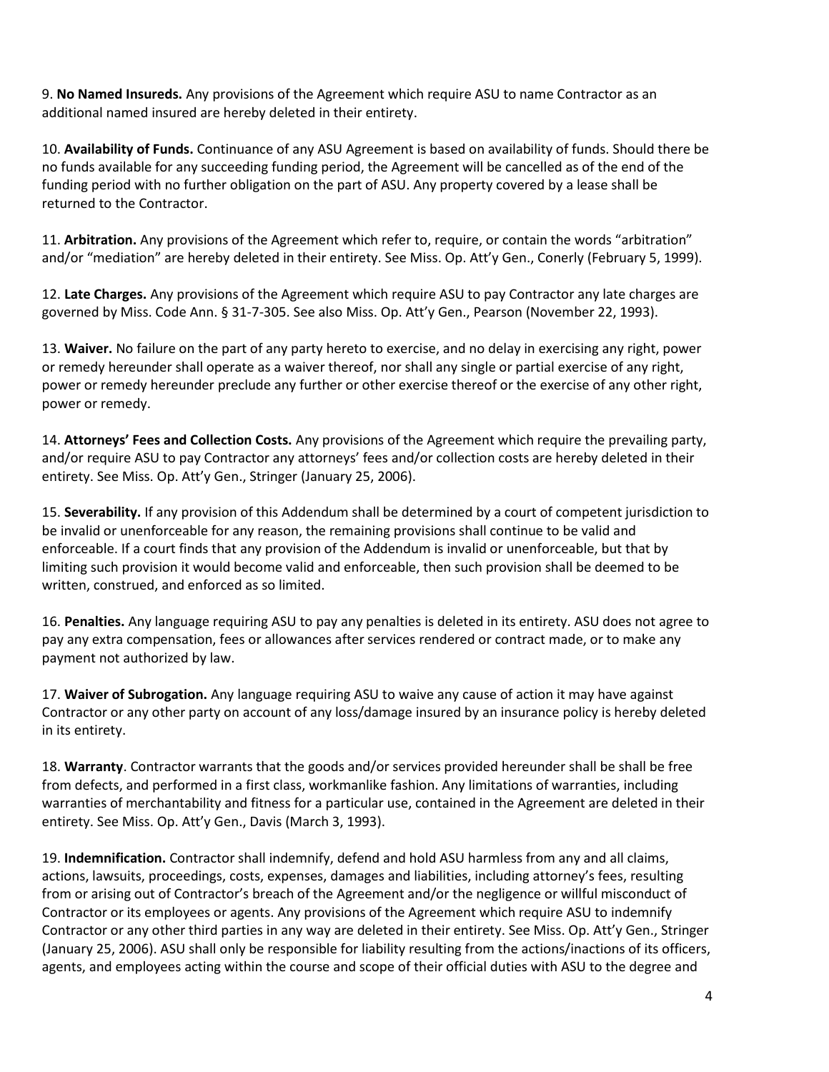9. **No Named Insureds.** Any provisions of the Agreement which require ASU to name Contractor as an additional named insured are hereby deleted in their entirety.

10. **Availability of Funds.** Continuance of any ASU Agreement is based on availability of funds. Should there be no funds available for any succeeding funding period, the Agreement will be cancelled as of the end of the funding period with no further obligation on the part of ASU. Any property covered by a lease shall be returned to the Contractor.

11. **Arbitration.** Any provisions of the Agreement which refer to, require, or contain the words "arbitration" and/or "mediation" are hereby deleted in their entirety. See Miss. Op. Att'y Gen., Conerly (February 5, 1999).

12. **Late Charges.** Any provisions of the Agreement which require ASU to pay Contractor any late charges are governed by Miss. Code Ann. § 31-7-305. See also Miss. Op. Att'y Gen., Pearson (November 22, 1993).

13. **Waiver.** No failure on the part of any party hereto to exercise, and no delay in exercising any right, power or remedy hereunder shall operate as a waiver thereof, nor shall any single or partial exercise of any right, power or remedy hereunder preclude any further or other exercise thereof or the exercise of any other right, power or remedy.

14. **Attorneys' Fees and Collection Costs.** Any provisions of the Agreement which require the prevailing party, and/or require ASU to pay Contractor any attorneys' fees and/or collection costs are hereby deleted in their entirety. See Miss. Op. Att'y Gen., Stringer (January 25, 2006).

15. **Severability.** If any provision of this Addendum shall be determined by a court of competent jurisdiction to be invalid or unenforceable for any reason, the remaining provisions shall continue to be valid and enforceable. If a court finds that any provision of the Addendum is invalid or unenforceable, but that by limiting such provision it would become valid and enforceable, then such provision shall be deemed to be written, construed, and enforced as so limited.

16. **Penalties.** Any language requiring ASU to pay any penalties is deleted in its entirety. ASU does not agree to pay any extra compensation, fees or allowances after services rendered or contract made, or to make any payment not authorized by law.

17. **Waiver of Subrogation.** Any language requiring ASU to waive any cause of action it may have against Contractor or any other party on account of any loss/damage insured by an insurance policy is hereby deleted in its entirety.

18. **Warranty**. Contractor warrants that the goods and/or services provided hereunder shall be shall be free from defects, and performed in a first class, workmanlike fashion. Any limitations of warranties, including warranties of merchantability and fitness for a particular use, contained in the Agreement are deleted in their entirety. See Miss. Op. Att'y Gen., Davis (March 3, 1993).

19. **Indemnification.** Contractor shall indemnify, defend and hold ASU harmless from any and all claims, actions, lawsuits, proceedings, costs, expenses, damages and liabilities, including attorney's fees, resulting from or arising out of Contractor's breach of the Agreement and/or the negligence or willful misconduct of Contractor or its employees or agents. Any provisions of the Agreement which require ASU to indemnify Contractor or any other third parties in any way are deleted in their entirety. See Miss. Op. Att'y Gen., Stringer (January 25, 2006). ASU shall only be responsible for liability resulting from the actions/inactions of its officers, agents, and employees acting within the course and scope of their official duties with ASU to the degree and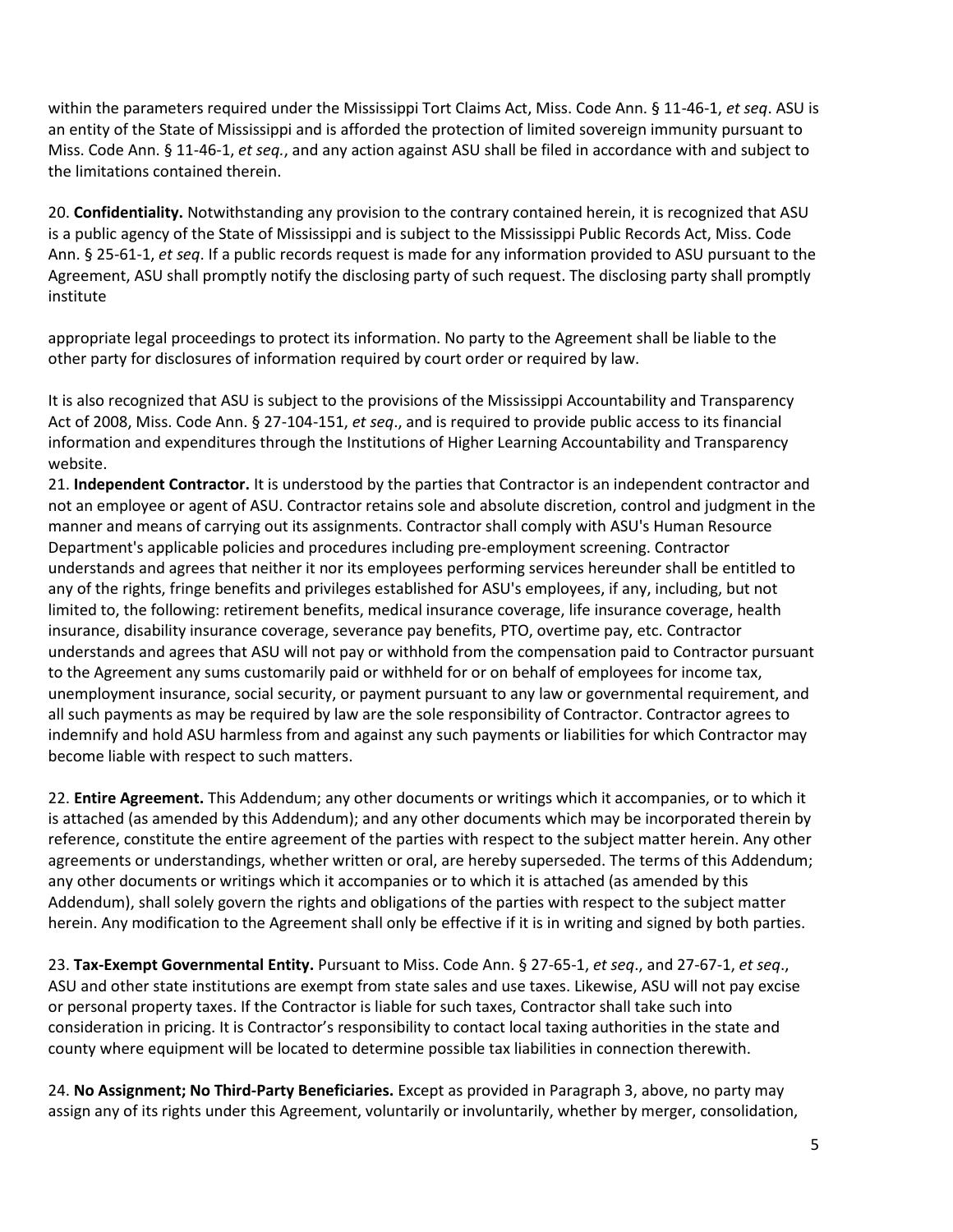within the parameters required under the Mississippi Tort Claims Act, Miss. Code Ann. § 11-46-1, *et seq*. ASU is an entity of the State of Mississippi and is afforded the protection of limited sovereign immunity pursuant to Miss. Code Ann. § 11-46-1, *et seq.*, and any action against ASU shall be filed in accordance with and subject to the limitations contained therein.

20. **Confidentiality.** Notwithstanding any provision to the contrary contained herein, it is recognized that ASU is a public agency of the State of Mississippi and is subject to the Mississippi Public Records Act, Miss. Code Ann. § 25-61-1, *et seq*. If a public records request is made for any information provided to ASU pursuant to the Agreement, ASU shall promptly notify the disclosing party of such request. The disclosing party shall promptly institute

appropriate legal proceedings to protect its information. No party to the Agreement shall be liable to the other party for disclosures of information required by court order or required by law.

It is also recognized that ASU is subject to the provisions of the Mississippi Accountability and Transparency Act of 2008, Miss. Code Ann. § 27-104-151, *et seq*., and is required to provide public access to its financial information and expenditures through the Institutions of Higher Learning Accountability and Transparency website.

21. **Independent Contractor.** It is understood by the parties that Contractor is an independent contractor and not an employee or agent of ASU. Contractor retains sole and absolute discretion, control and judgment in the manner and means of carrying out its assignments. Contractor shall comply with ASU's Human Resource Department's applicable policies and procedures including pre-employment screening. Contractor understands and agrees that neither it nor its employees performing services hereunder shall be entitled to any of the rights, fringe benefits and privileges established for ASU's employees, if any, including, but not limited to, the following: retirement benefits, medical insurance coverage, life insurance coverage, health insurance, disability insurance coverage, severance pay benefits, PTO, overtime pay, etc. Contractor understands and agrees that ASU will not pay or withhold from the compensation paid to Contractor pursuant to the Agreement any sums customarily paid or withheld for or on behalf of employees for income tax, unemployment insurance, social security, or payment pursuant to any law or governmental requirement, and all such payments as may be required by law are the sole responsibility of Contractor. Contractor agrees to indemnify and hold ASU harmless from and against any such payments or liabilities for which Contractor may become liable with respect to such matters.

22. **Entire Agreement.** This Addendum; any other documents or writings which it accompanies, or to which it is attached (as amended by this Addendum); and any other documents which may be incorporated therein by reference, constitute the entire agreement of the parties with respect to the subject matter herein. Any other agreements or understandings, whether written or oral, are hereby superseded. The terms of this Addendum; any other documents or writings which it accompanies or to which it is attached (as amended by this Addendum), shall solely govern the rights and obligations of the parties with respect to the subject matter herein. Any modification to the Agreement shall only be effective if it is in writing and signed by both parties.

23. **Tax-Exempt Governmental Entity.** Pursuant to Miss. Code Ann. § 27-65-1, *et seq*., and 27-67-1, *et seq*., ASU and other state institutions are exempt from state sales and use taxes. Likewise, ASU will not pay excise or personal property taxes. If the Contractor is liable for such taxes, Contractor shall take such into consideration in pricing. It is Contractor's responsibility to contact local taxing authorities in the state and county where equipment will be located to determine possible tax liabilities in connection therewith.

24. **No Assignment; No Third-Party Beneficiaries.** Except as provided in Paragraph 3, above, no party may assign any of its rights under this Agreement, voluntarily or involuntarily, whether by merger, consolidation,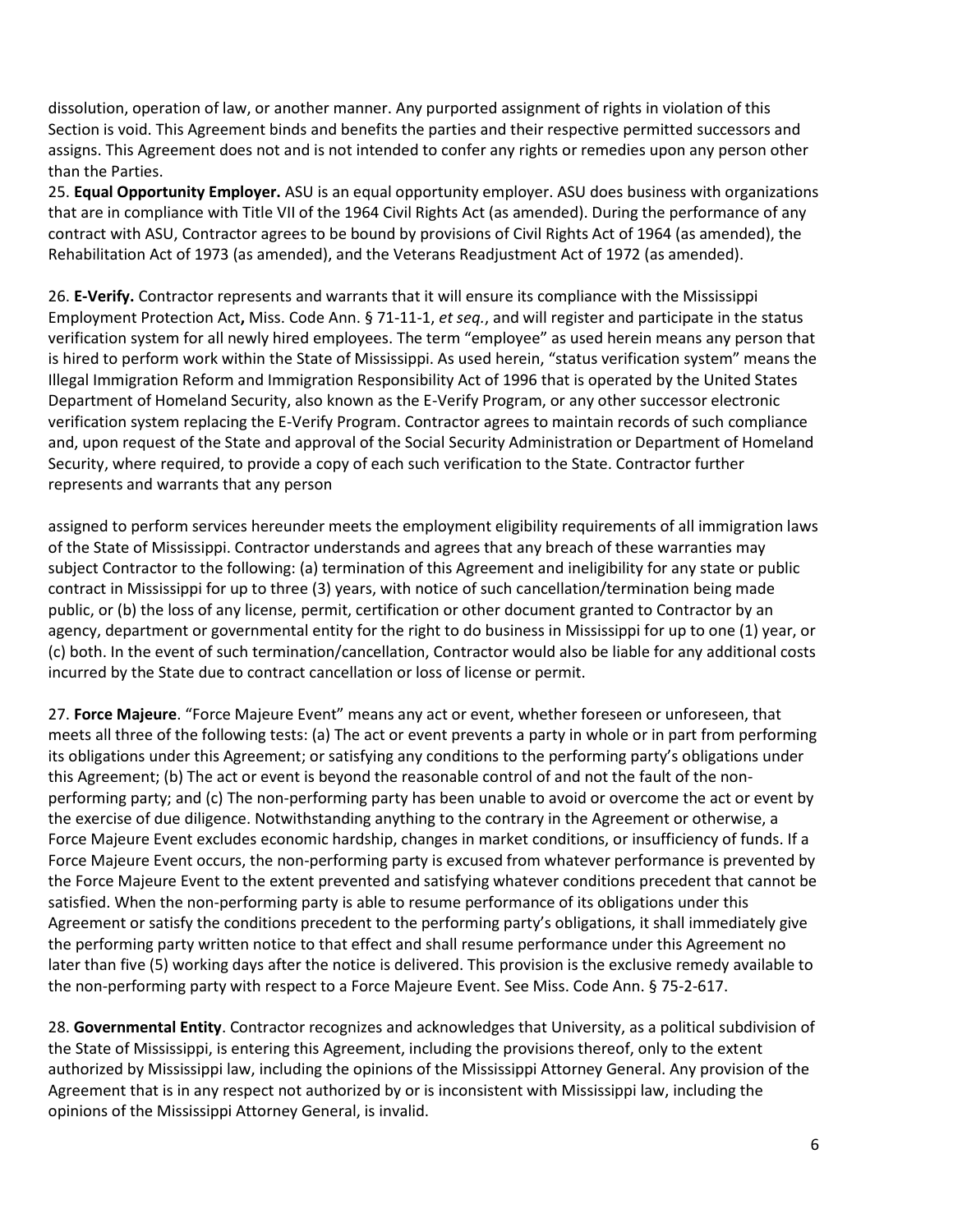dissolution, operation of law, or another manner. Any purported assignment of rights in violation of this Section is void. This Agreement binds and benefits the parties and their respective permitted successors and assigns. This Agreement does not and is not intended to confer any rights or remedies upon any person other than the Parties.

25. **Equal Opportunity Employer.** ASU is an equal opportunity employer. ASU does business with organizations that are in compliance with Title VII of the 1964 Civil Rights Act (as amended). During the performance of any contract with ASU, Contractor agrees to be bound by provisions of Civil Rights Act of 1964 (as amended), the Rehabilitation Act of 1973 (as amended), and the Veterans Readjustment Act of 1972 (as amended).

26. **E-Verify.** Contractor represents and warrants that it will ensure its compliance with the Mississippi Employment Protection Act**,** Miss. Code Ann. § 71-11-1, *et seq.*, and will register and participate in the status verification system for all newly hired employees. The term "employee" as used herein means any person that is hired to perform work within the State of Mississippi. As used herein, "status verification system" means the Illegal Immigration Reform and Immigration Responsibility Act of 1996 that is operated by the United States Department of Homeland Security, also known as the E-Verify Program, or any other successor electronic verification system replacing the E-Verify Program. Contractor agrees to maintain records of such compliance and, upon request of the State and approval of the Social Security Administration or Department of Homeland Security, where required, to provide a copy of each such verification to the State. Contractor further represents and warrants that any person assigned to perform services hereunder meets the employment eligibility requirements of all immigration laws of the State of Mississippi. Contractor understands and agrees that any breach of these warranties may subject Contractor to the following: (a) termination of this Agreement and ineligibility for any state or public contract in Mississippi for up to three (3) years, with notice of such cancellation/termination being made public, or (b) the loss of any license, permit, certification or other document granted to Contractor by an agency, department or governmental entity for the right to do business in Mississippi for up to one (1) year, or (c) both. In the event of such termination/cancellation, Contractor would also be liable for any additional costs incurred by the State due to contract cancellation or loss of license or permit.

27. **Force Majeure**. "Force Majeure Event" means any act or event, whether foreseen or unforeseen, that meets all three of the following tests: (a) The act or event prevents a party in whole or in part from performing its obligations under this Agreement; or satisfying any conditions to the performing party's obligations under this Agreement; (b) The act or event is beyond the reasonable control of and not the fault of the non-performing party; and (c) The non-performing party has been unable to avoid or overcome the act or event by the exercise of due diligence. Notwithstanding anything to the contrary in the Agreement or otherwise, a Force Majeure Event excludes economic hardship, changes in market conditions, or insufficiency of funds. If a Force Majeure Event occurs, the non-performing party is excused from whatever performance is prevented by the Force Majeure Event to the extent prevented and satisfying whatever conditions precedent that cannot be satisfied. When the non-performing party is able to resume performance of its obligations under this Agreement or satisfy the conditions precedent to the performing party's obligations, it shall immediately give the performing party written notice to that effect and shall resume performance under this Agreement no later than five (5) working days after the notice is delivered. This provision is the exclusive remedy available to the non-performing party with respect to a Force Majeure Event. See Miss. Code Ann. § 75-2-617.

28. **Governmental Entity**. Contractor recognizes and acknowledges that University, as a political subdivision of the State of Mississippi, is entering this Agreement, including the provisions thereof, only to the extent authorized by Mississippi law, including the opinions of the Mississippi Attorney General. Any provision of the Agreement that is in any respect not authorized by or is inconsistent with Mississippi law, including the opinions of the Mississippi Attorney General, is invalid.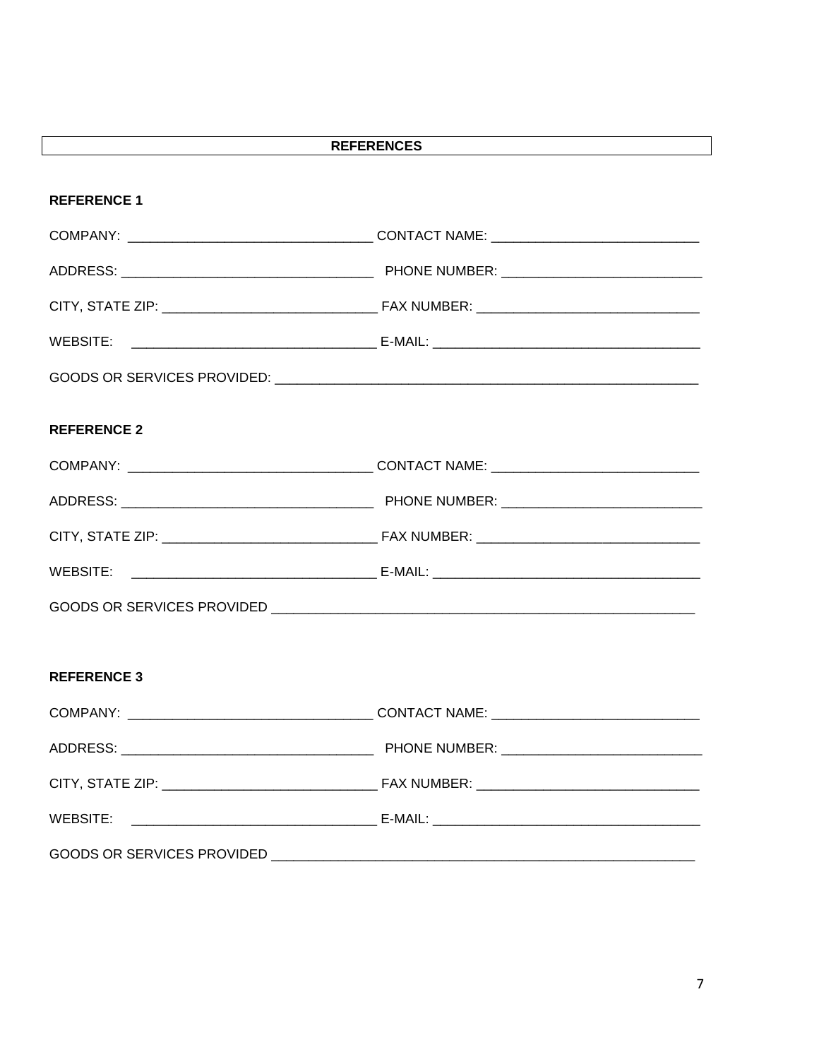## REFERENCES

**REFERENCE 1**

COMPANY: ________________________________ CONTACT NAME: ___________________________

ADDRESS: _________________________________ PHONE NUMBER: __________________________

CITY, STATE ZIP: ____________________________ FAX NUMBER: _____________________________

WEBSITE: ________________________________ E-MAIL: ___________________________________

GOODS OR SERVICES PROVIDED: _______________________________________________________

**REFERENCE 2**

COMPANY: ________________________________ CONTACT NAME: ___________________________

ADDRESS: _________________________________ PHONE NUMBER: __________________________

CITY, STATE ZIP: ____________________________ FAX NUMBER: _____________________________

WEBSITE: ________________________________ E-MAIL: ___________________________________

GOODS OR SERVICES PROVIDED _______________________________________________________

**REFERENCE 3**

COMPANY: ________________________________ CONTACT NAME: ___________________________

ADDRESS: _________________________________ PHONE NUMBER: __________________________

CITY, STATE ZIP: ____________________________ FAX NUMBER: _____________________________

WEBSITE: ________________________________ E-MAIL: ___________________________________

GOODS OR SERVICES PROVIDED _______________________________________________________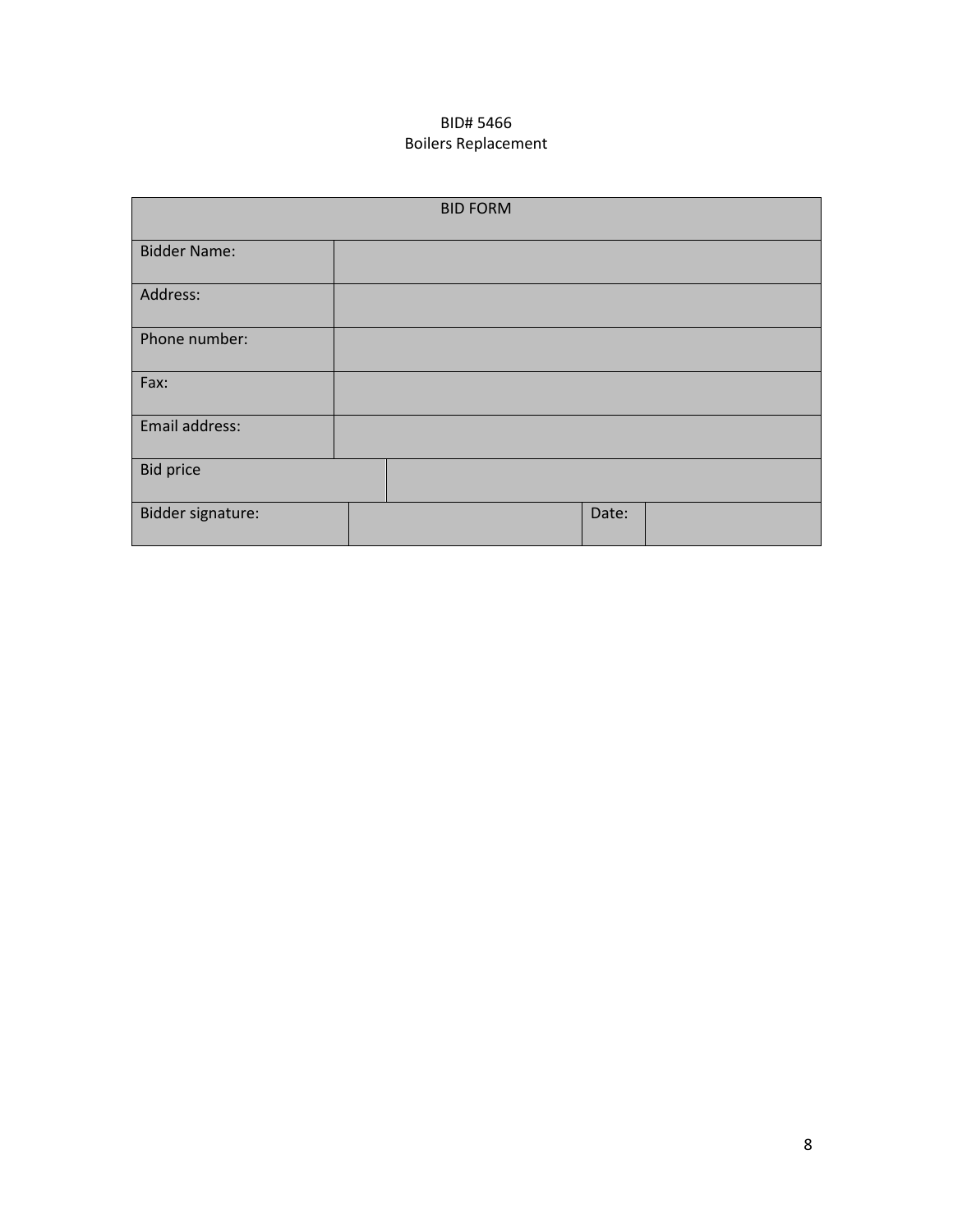BID# 5466
Boilers Replacement

| BID FORM | | | |
|---|---|---|---|
| Bidder Name: | | | |
| Address: | | | |
| Phone number: | | | |
| Fax: | | | |
| Email address: | | | |
| Bid price | | | |
| Bidder signature: | | Date: | |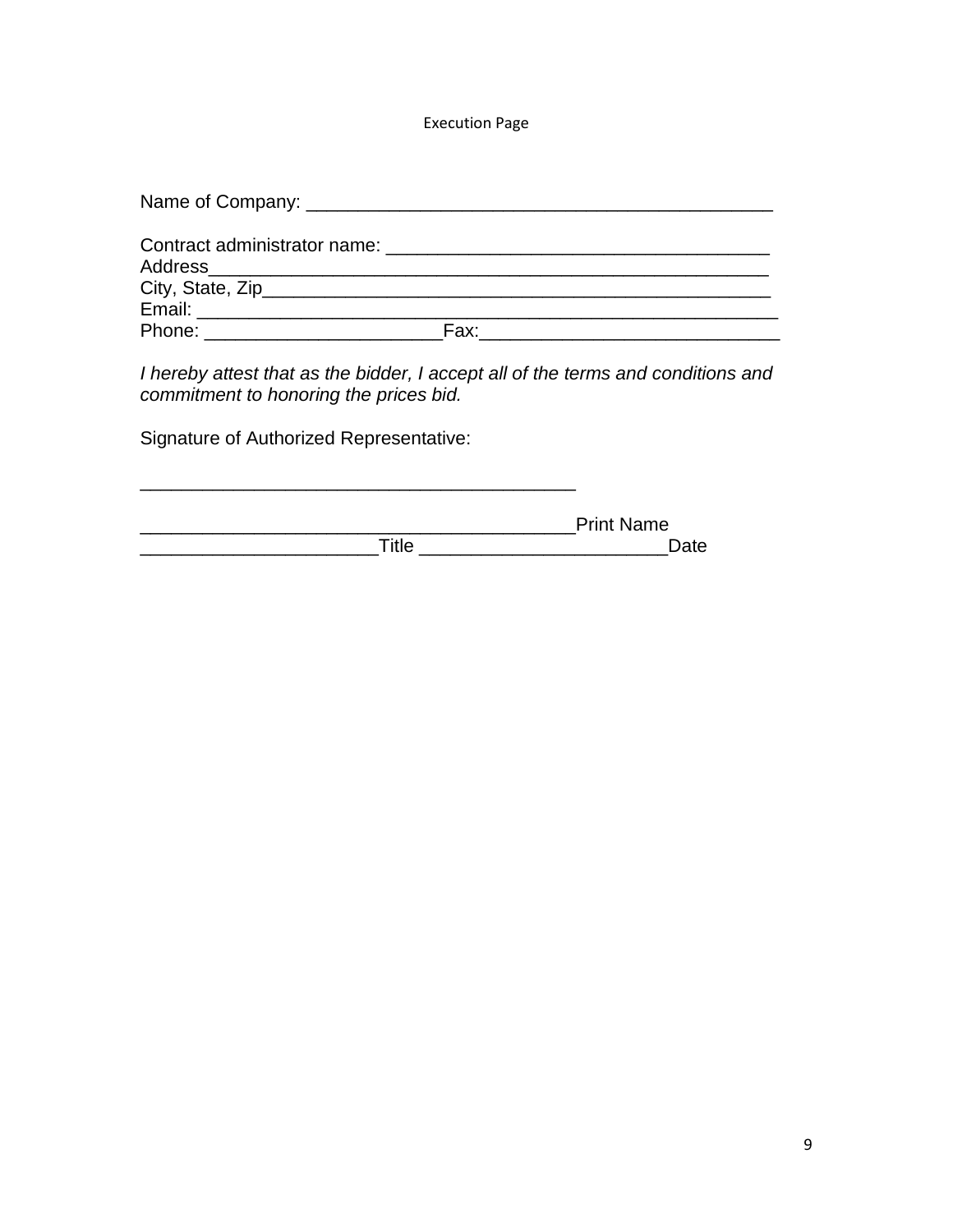Execution Page

Name of Company: _______________________________________________

Contract administrator name: ______________________________________
Address________________________________________________________
City, State, Zip_________________________________________________
Email: ________________________________________________________
Phone: _______________________Fax:_____________________________

*I hereby attest that as the bidder, I accept all of the terms and conditions and commitment to honoring the prices bid.*

Signature of Authorized Representative:

___________________________________________

___________________________________________Print Name
_______________________Title ________________________Date